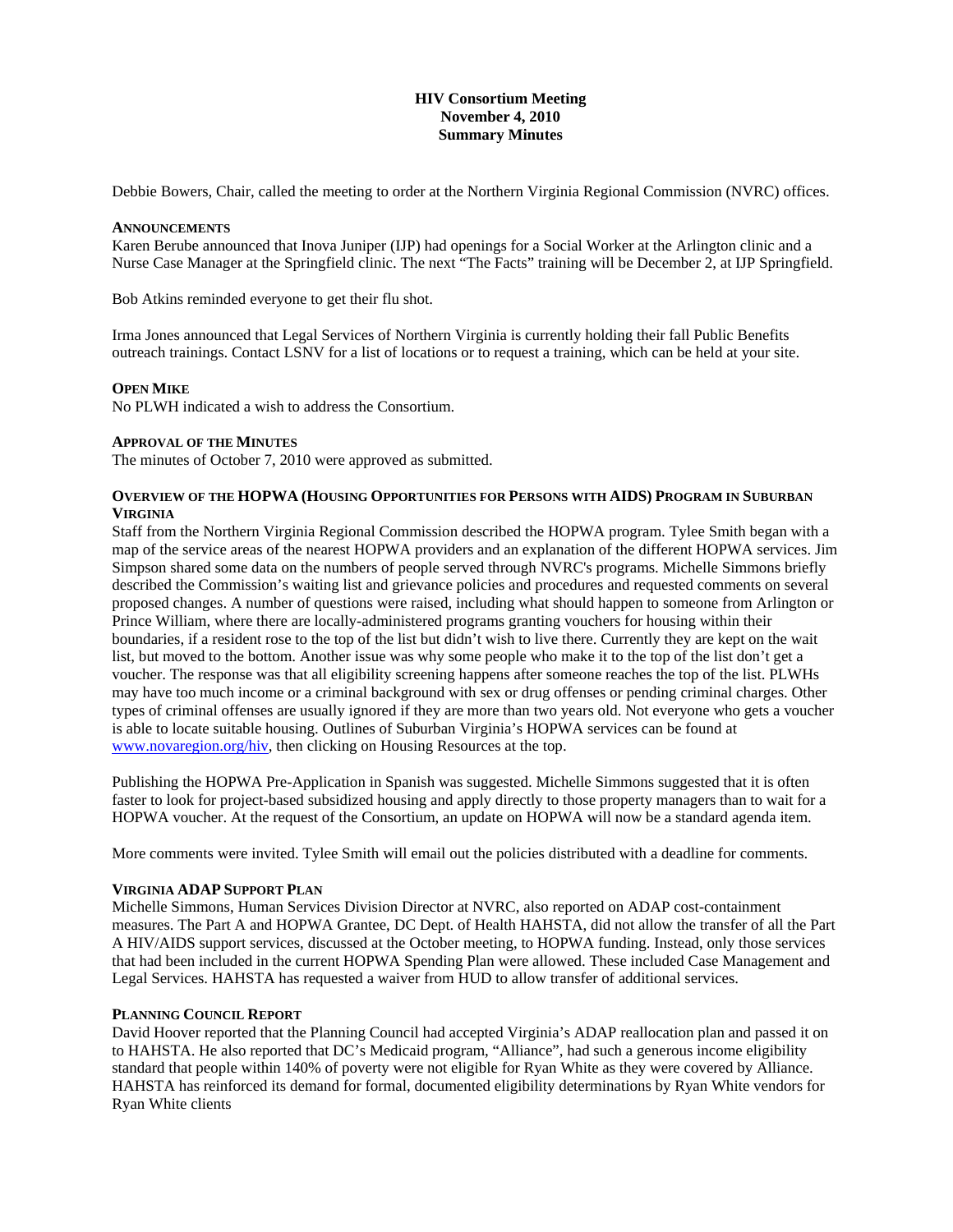# HIV Consortium Meeting
## November 4, 2010
## Summary Minutes

Debbie Bowers, Chair, called the meeting to order at the Northern Virginia Regional Commission (NVRC) offices.

### ANNOUNCEMENTS

Karen Berube announced that Inova Juniper (IJP) had openings for a Social Worker at the Arlington clinic and a Nurse Case Manager at the Springfield clinic. The next "The Facts" training will be December 2, at IJP Springfield.

Bob Atkins reminded everyone to get their flu shot.

Irma Jones announced that Legal Services of Northern Virginia is currently holding their fall Public Benefits outreach trainings. Contact LSNV for a list of locations or to request a training, which can be held at your site.

### OPEN MIKE

No PLWH indicated a wish to address the Consortium.

### APPROVAL OF THE MINUTES

The minutes of October 7, 2010 were approved as submitted.

### OVERVIEW OF THE HOPWA (HOUSING OPPORTUNITIES FOR PERSONS WITH AIDS) PROGRAM IN SUBURBAN VIRGINIA

Staff from the Northern Virginia Regional Commission described the HOPWA program. Tylee Smith began with a map of the service areas of the nearest HOPWA providers and an explanation of the different HOPWA services. Jim Simpson shared some data on the numbers of people served through NVRC's programs. Michelle Simmons briefly described the Commission's waiting list and grievance policies and procedures and requested comments on several proposed changes. A number of questions were raised, including what should happen to someone from Arlington or Prince William, where there are locally-administered programs granting vouchers for housing within their boundaries, if a resident rose to the top of the list but didn't wish to live there. Currently they are kept on the wait list, but moved to the bottom. Another issue was why some people who make it to the top of the list don't get a voucher. The response was that all eligibility screening happens after someone reaches the top of the list. PLWHs may have too much income or a criminal background with sex or drug offenses or pending criminal charges. Other types of criminal offenses are usually ignored if they are more than two years old. Not everyone who gets a voucher is able to locate suitable housing. Outlines of Suburban Virginia's HOPWA services can be found at [www.novaregion.org/hiv](http://www.novaregion.org/hiv), then clicking on Housing Resources at the top.

Publishing the HOPWA Pre-Application in Spanish was suggested. Michelle Simmons suggested that it is often faster to look for project-based subsidized housing and apply directly to those property managers than to wait for a HOPWA voucher. At the request of the Consortium, an update on HOPWA will now be a standard agenda item.

More comments were invited. Tylee Smith will email out the policies distributed with a deadline for comments.

### VIRGINIA ADAP SUPPORT PLAN

Michelle Simmons, Human Services Division Director at NVRC, also reported on ADAP cost-containment measures. The Part A and HOPWA Grantee, DC Dept. of Health HAHSTA, did not allow the transfer of all the Part A HIV/AIDS support services, discussed at the October meeting, to HOPWA funding. Instead, only those services that had been included in the current HOPWA Spending Plan were allowed. These included Case Management and Legal Services. HAHSTA has requested a waiver from HUD to allow transfer of additional services.

### PLANNING COUNCIL REPORT

David Hoover reported that the Planning Council had accepted Virginia's ADAP reallocation plan and passed it on to HAHSTA. He also reported that DC's Medicaid program, "Alliance", had such a generous income eligibility standard that people within 140% of poverty were not eligible for Ryan White as they were covered by Alliance. HAHSTA has reinforced its demand for formal, documented eligibility determinations by Ryan White vendors for Ryan White clients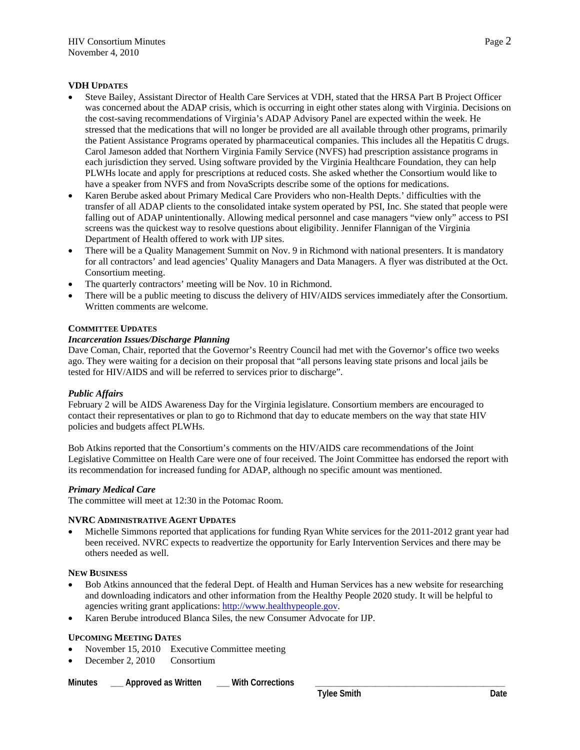### VDH UPDATES

- Steve Bailey, Assistant Director of Health Care Services at VDH, stated that the HRSA Part B Project Officer was concerned about the ADAP crisis, which is occurring in eight other states along with Virginia. Decisions on the cost-saving recommendations of Virginia's ADAP Advisory Panel are expected within the week. He stressed that the medications that will no longer be provided are all available through other programs, primarily the Patient Assistance Programs operated by pharmaceutical companies. This includes all the Hepatitis C drugs. Carol Jameson added that Northern Virginia Family Service (NVFS) had prescription assistance programs in each jurisdiction they served. Using software provided by the Virginia Healthcare Foundation, they can help PLWHs locate and apply for prescriptions at reduced costs. She asked whether the Consortium would like to have a speaker from NVFS and from NovaScripts describe some of the options for medications.
- Karen Berube asked about Primary Medical Care Providers who non-Health Depts.' difficulties with the transfer of all ADAP clients to the consolidated intake system operated by PSI, Inc. She stated that people were falling out of ADAP unintentionally. Allowing medical personnel and case managers "view only" access to PSI screens was the quickest way to resolve questions about eligibility. Jennifer Flannigan of the Virginia Department of Health offered to work with IJP sites.
- There will be a Quality Management Summit on Nov. 9 in Richmond with national presenters. It is mandatory for all contractors' and lead agencies' Quality Managers and Data Managers. A flyer was distributed at the Oct. Consortium meeting.
- The quarterly contractors' meeting will be Nov. 10 in Richmond.
- There will be a public meeting to discuss the delivery of HIV/AIDS services immediately after the Consortium. Written comments are welcome.

### COMMITTEE UPDATES

#### *Incarceration Issues/Discharge Planning*

Dave Coman, Chair, reported that the Governor's Reentry Council had met with the Governor's office two weeks ago. They were waiting for a decision on their proposal that "all persons leaving state prisons and local jails be tested for HIV/AIDS and will be referred to services prior to discharge".

#### *Public Affairs*

February 2 will be AIDS Awareness Day for the Virginia legislature. Consortium members are encouraged to contact their representatives or plan to go to Richmond that day to educate members on the way that state HIV policies and budgets affect PLWHs.

Bob Atkins reported that the Consortium's comments on the HIV/AIDS care recommendations of the Joint Legislative Committee on Health Care were one of four received. The Joint Committee has endorsed the report with its recommendation for increased funding for ADAP, although no specific amount was mentioned.

#### *Primary Medical Care*

The committee will meet at 12:30 in the Potomac Room.

### NVRC ADMINISTRATIVE AGENT UPDATES

- Michelle Simmons reported that applications for funding Ryan White services for the 2011-2012 grant year had been received. NVRC expects to readvertize the opportunity for Early Intervention Services and there may be others needed as well.

### NEW BUSINESS

- Bob Atkins announced that the federal Dept. of Health and Human Services has a new website for researching and downloading indicators and other information from the Healthy People 2020 study. It will be helpful to agencies writing grant applications: http://www.healthypeople.gov.
- Karen Berube introduced Blanca Siles, the new Consumer Advocate for IJP.

### UPCOMING MEETING DATES

- November 15, 2010 Executive Committee meeting
- December 2, 2010 Consortium

**Minutes** ___ **Approved as Written** ___ **With Corrections** ________________________________

**Tylee Smith** **Date**